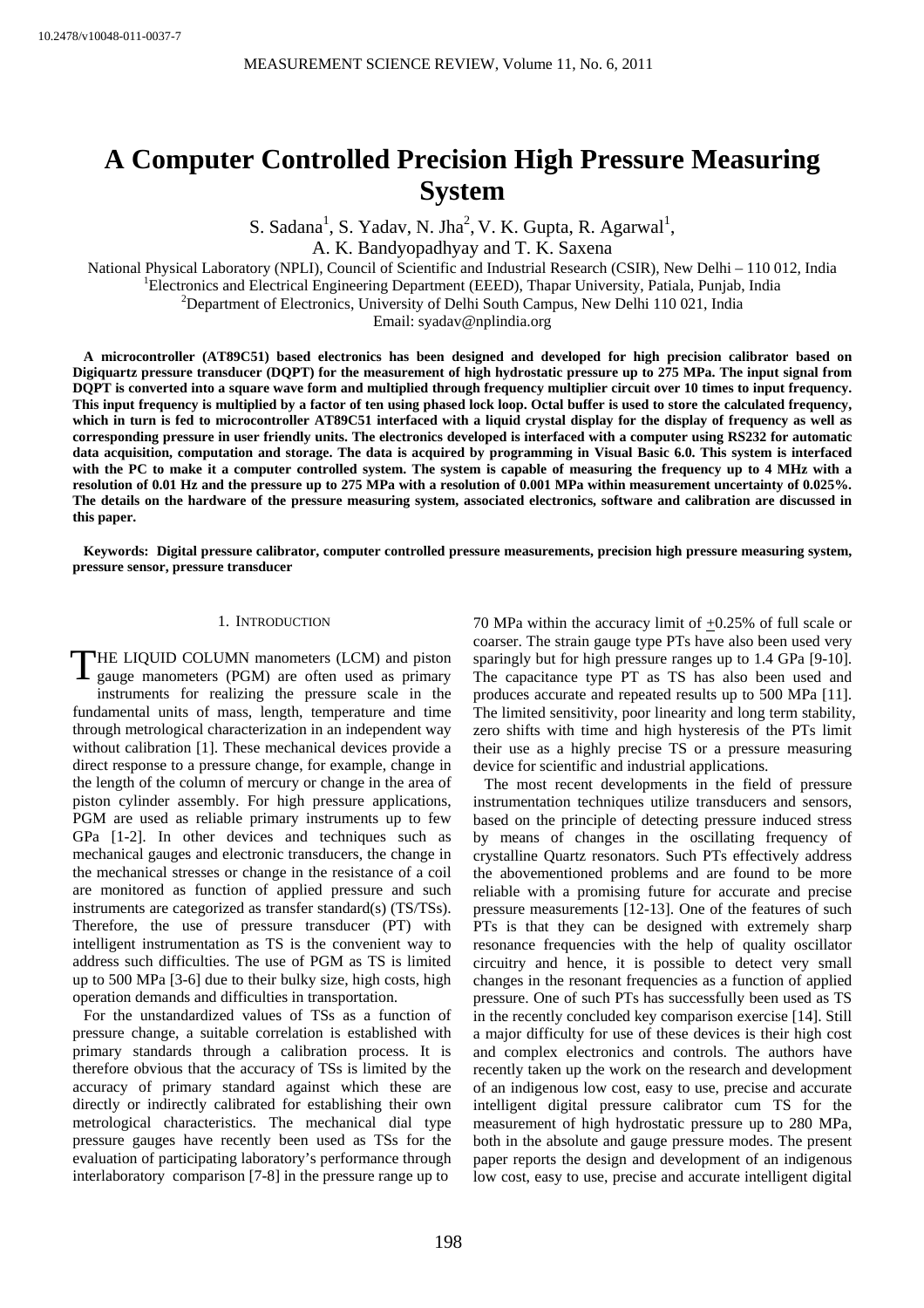10.2478/v10048-011-0037-7

# A Computer Controlled Precision High Pressure Measuring System

S. Sadana[1], S. Yadav, N. Jha[2], V. K. Gupta, R. Agarwal[1], A. K. Bandyopadhyay and T. K. Saxena

National Physical Laboratory (NPLI), Council of Scientific and Industrial Research (CSIR), New Delhi – 110 012, India
[1]Electronics and Electrical Engineering Department (EEED), Thapar University, Patiala, Punjab, India
[2]Department of Electronics, University of Delhi South Campus, New Delhi 110 021, India
Email: syadav@nplindia.org

**A microcontroller (AT89C51) based electronics has been designed and developed for high precision calibrator based on Digiquartz pressure transducer (DQPT) for the measurement of high hydrostatic pressure up to 275 MPa. The input signal from DQPT is converted into a square wave form and multiplied through frequency multiplier circuit over 10 times to input frequency. This input frequency is multiplied by a factor of ten using phased lock loop. Octal buffer is used to store the calculated frequency, which in turn is fed to microcontroller AT89C51 interfaced with a liquid crystal display for the display of frequency as well as corresponding pressure in user friendly units. The electronics developed is interfaced with a computer using RS232 for automatic data acquisition, computation and storage. The data is acquired by programming in Visual Basic 6.0. This system is interfaced with the PC to make it a computer controlled system. The system is capable of measuring the frequency up to 4 MHz with a resolution of 0.01 Hz and the pressure up to 275 MPa with a resolution of 0.001 MPa within measurement uncertainty of 0.025%. The details on the hardware of the pressure measuring system, associated electronics, software and calibration are discussed in this paper.**

**Keywords: Digital pressure calibrator, computer controlled pressure measurements, precision high pressure measuring system, pressure sensor, pressure transducer**

## 1. Introduction

THE LIQUID COLUMN manometers (LCM) and piston gauge manometers (PGM) are often used as primary instruments for realizing the pressure scale in the fundamental units of mass, length, temperature and time through metrological characterization in an independent way without calibration [1]. These mechanical devices provide a direct response to a pressure change, for example, change in the length of the column of mercury or change in the area of piston cylinder assembly. For high pressure applications, PGM are used as reliable primary instruments up to few GPa [1-2]. In other devices and techniques such as mechanical gauges and electronic transducers, the change in the mechanical stresses or change in the resistance of a coil are monitored as function of applied pressure and such instruments are categorized as transfer standard(s) (TS/TSs). Therefore, the use of pressure transducer (PT) with intelligent instrumentation as TS is the convenient way to address such difficulties. The use of PGM as TS is limited up to 500 MPa [3-6] due to their bulky size, high costs, high operation demands and difficulties in transportation.

For the unstandardized values of TSs as a function of pressure change, a suitable correlation is established with primary standards through a calibration process. It is therefore obvious that the accuracy of TSs is limited by the accuracy of primary standard against which these are directly or indirectly calibrated for establishing their own metrological characteristics. The mechanical dial type pressure gauges have recently been used as TSs for the evaluation of participating laboratory's performance through interlaboratory comparison [7-8] in the pressure range up to 70 MPa within the accuracy limit of ±0.25% of full scale or coarser. The strain gauge type PTs have also been used very sparingly but for high pressure ranges up to 1.4 GPa [9-10]. The capacitance type PT as TS has also been used and produces accurate and repeated results up to 500 MPa [11]. The limited sensitivity, poor linearity and long term stability, zero shifts with time and high hysteresis of the PTs limit their use as a highly precise TS or a pressure measuring device for scientific and industrial applications.

The most recent developments in the field of pressure instrumentation techniques utilize transducers and sensors, based on the principle of detecting pressure induced stress by means of changes in the oscillating frequency of crystalline Quartz resonators. Such PTs effectively address the abovementioned problems and are found to be more reliable with a promising future for accurate and precise pressure measurements [12-13]. One of the features of such PTs is that they can be designed with extremely sharp resonance frequencies with the help of quality oscillator circuitry and hence, it is possible to detect very small changes in the resonant frequencies as a function of applied pressure. One of such PTs has successfully been used as TS in the recently concluded key comparison exercise [14]. Still a major difficulty for use of these devices is their high cost and complex electronics and controls. The authors have recently taken up the work on the research and development of an indigenous low cost, easy to use, precise and accurate intelligent digital pressure calibrator cum TS for the measurement of high hydrostatic pressure up to 280 MPa, both in the absolute and gauge pressure modes. The present paper reports the design and development of an indigenous low cost, easy to use, precise and accurate intelligent digital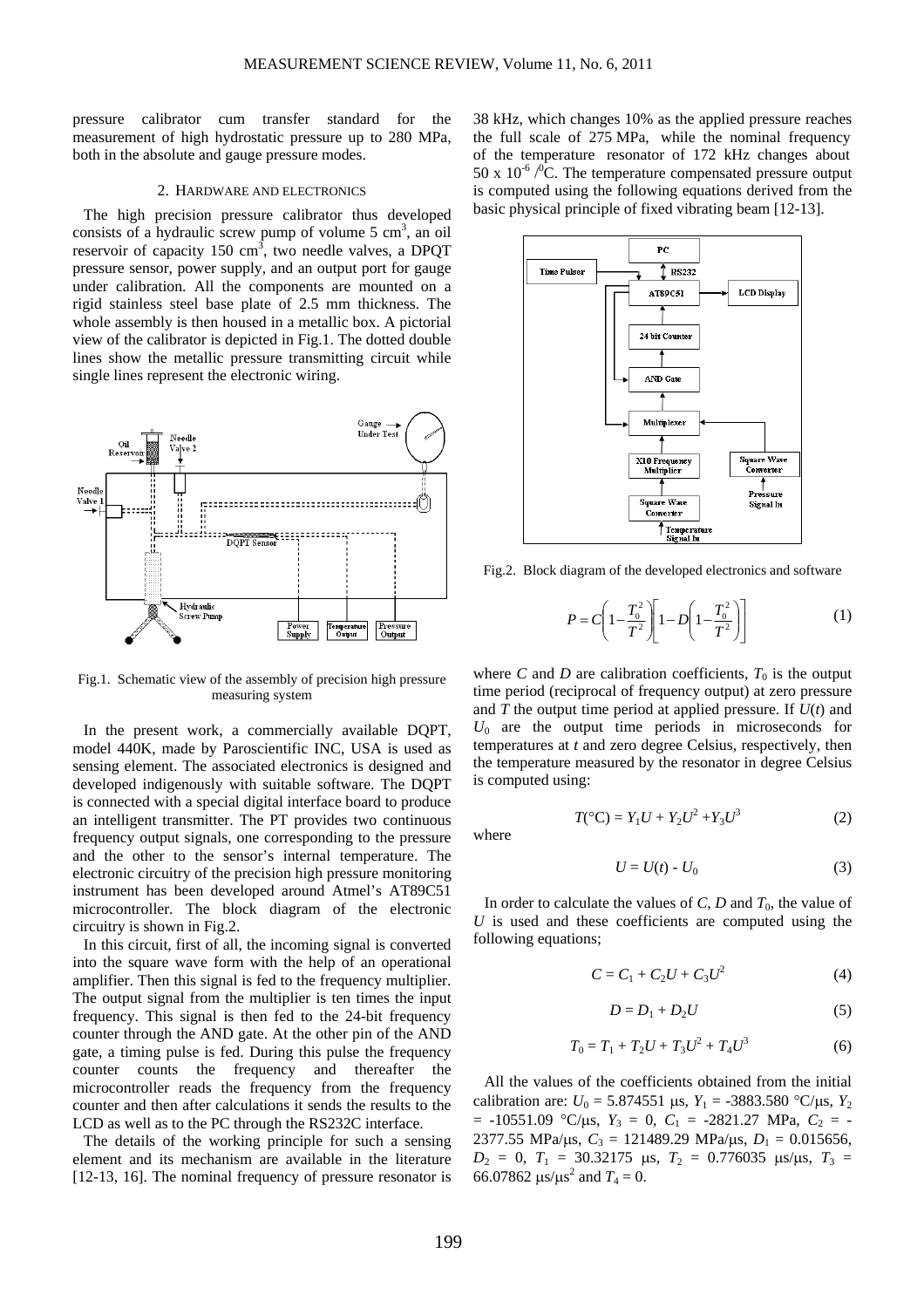pressure calibrator cum transfer standard for the measurement of high hydrostatic pressure up to 280 MPa, both in the absolute and gauge pressure modes.

## 2. HARDWARE AND ELECTRONICS

The high precision pressure calibrator thus developed consists of a hydraulic screw pump of volume 5 cm$^3$, an oil reservoir of capacity 150 cm$^3$, two needle valves, a DPQT pressure sensor, power supply, and an output port for gauge under calibration. All the components are mounted on a rigid stainless steel base plate of 2.5 mm thickness. The whole assembly is then housed in a metallic box. A pictorial view of the calibrator is depicted in Fig.1. The dotted double lines show the metallic pressure transmitting circuit while single lines represent the electronic wiring.

Fig.1. Schematic view of the assembly of precision high pressure measuring system

In the present work, a commercially available DQPT, model 440K, made by Paroscientific INC, USA is used as sensing element. The associated electronics is designed and developed indigenously with suitable software. The DQPT is connected with a special digital interface board to produce an intelligent transmitter. The PT provides two continuous frequency output signals, one corresponding to the pressure and the other to the sensor's internal temperature. The electronic circuitry of the precision high pressure monitoring instrument has been developed around Atmel's AT89C51 microcontroller. The block diagram of the electronic circuitry is shown in Fig.2.

In this circuit, first of all, the incoming signal is converted into the square wave form with the help of an operational amplifier. Then this signal is fed to the frequency multiplier. The output signal from the multiplier is ten times the input frequency. This signal is then fed to the 24-bit frequency counter through the AND gate. At the other pin of the AND gate, a timing pulse is fed. During this pulse the frequency counter counts the frequency and thereafter the microcontroller reads the frequency from the frequency counter and then after calculations it sends the results to the LCD as well as to the PC through the RS232C interface.

The details of the working principle for such a sensing element and its mechanism are available in the literature [12-13, 16]. The nominal frequency of pressure resonator is 38 kHz, which changes 10% as the applied pressure reaches the full scale of 275 MPa, while the nominal frequency of the temperature resonator of 172 kHz changes about $50 \times 10^{-6}$ /$^0$C. The temperature compensated pressure output is computed using the following equations derived from the basic physical principle of fixed vibrating beam [12-13].

Fig.2. Block diagram of the developed electronics and software

$$P = C\left(1 - \frac{T_0^2}{T^2}\right)\left[1 - D\left(1 - \frac{T_0^2}{T^2}\right)\right] \tag{1}$$

where $C$ and $D$ are calibration coefficients, $T_0$ is the output time period (reciprocal of frequency output) at zero pressure and $T$ the output time period at applied pressure. If $U(t)$ and $U_0$ are the output time periods in microseconds for temperatures at $t$ and zero degree Celsius, respectively, then the temperature measured by the resonator in degree Celsius is computed using:

$$T(°C) = Y_1U + Y_2U^2 + Y_3U^3 \tag{2}$$

where

$$U = U(t) - U_0 \tag{3}$$

In order to calculate the values of $C$, $D$ and $T_0$, the value of $U$ is used and these coefficients are computed using the following equations;

$$C = C_1 + C_2U + C_3U^2 \tag{4}$$

$$D = D_1 + D_2U \tag{5}$$

$$T_0 = T_1 + T_2U + T_3U^2 + T_4U^3 \tag{6}$$

All the values of the coefficients obtained from the initial calibration are: $U_0$ = 5.874551 μs, $Y_1$ = -3883.580 °C/μs, $Y_2$ = -10551.09 °C/μs, $Y_3$ = 0, $C_1$ = -2821.27 MPa, $C_2$ = -2377.55 MPa/μs, $C_3$ = 121489.29 MPa/μs, $D_1$ = 0.015656, $D_2$ = 0, $T_1$ = 30.32175 μs, $T_2$ = 0.776035 μs/μs, $T_3$ = 66.07862 μs/μs$^2$ and $T_4$ = 0.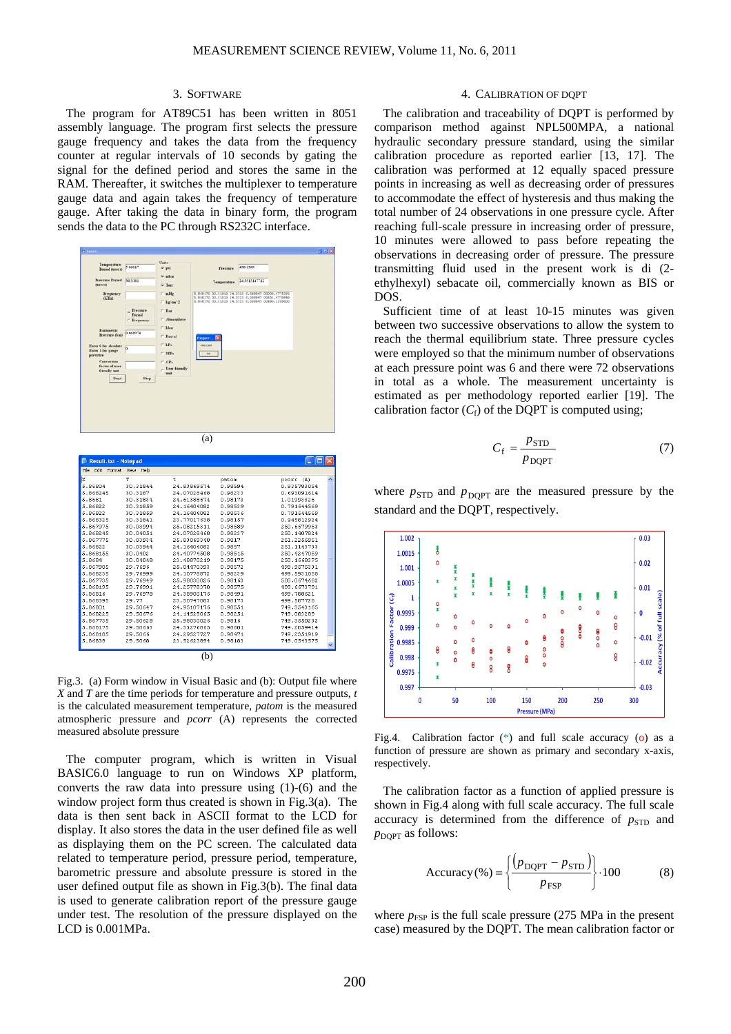## 3. SOFTWARE

The program for AT89C51 has been written in 8051 assembly language. The program first selects the pressure gauge frequency and takes the data from the frequency counter at regular intervals of 10 seconds by gating the signal for the defined period and stores the same in the RAM. Thereafter, it switches the multiplexer to temperature gauge data and again takes the frequency of temperature gauge. After taking the data in binary form, the program sends the data to the PC through RS232C interface.

(a)

(b)

Fig.3. (a) Form window in Visual Basic and (b): Output file where *X* and *T* are the time periods for temperature and pressure outputs, *t* is the calculated measurement temperature, *patom* is the measured atmospheric pressure and *pcorr* (A) represents the corrected measured absolute pressure

The computer program, which is written in Visual BASIC6.0 language to run on Windows XP platform, converts the raw data into pressure using (1)-(6) and the window project form thus created is shown in Fig.3(a). The data is then sent back in ASCII format to the LCD for display. It also stores the data in the user defined file as well as displaying them on the PC screen. The calculated data related to temperature period, pressure period, temperature, barometric pressure and absolute pressure is stored in the user defined output file as shown in Fig.3(b). The final data is used to generate calibration report of the pressure gauge under test. The resolution of the pressure displayed on the LCD is 0.001MPa.

## 4. CALIBRATION OF DQPT

The calibration and traceability of DQPT is performed by comparison method against NPL500MPA, a national hydraulic secondary pressure standard, using the similar calibration procedure as reported earlier [13, 17]. The calibration was performed at 12 equally spaced pressure points in increasing as well as decreasing order of pressures to accommodate the effect of hysteresis and thus making the total number of 24 observations in one pressure cycle. After reaching full-scale pressure in increasing order of pressure, 10 minutes were allowed to pass before repeating the observations in decreasing order of pressure. The pressure transmitting fluid used in the present work is di (2-ethylhexyl) sebacate oil, commercially known as BIS or DOS.

Sufficient time of at least 10-15 minutes was given between two successive observations to allow the system to reach the thermal equilibrium state. Three pressure cycles were employed so that the minimum number of observations at each pressure point was 6 and there were 72 observations in total as a whole. The measurement uncertainty is estimated as per methodology reported earlier [19]. The calibration factor ($C_f$) of the DQPT is computed using;

$$C_{\mathrm{f}} = \frac{p_{\mathrm{STD}}}{p_{\mathrm{DQPT}}} \qquad (7)$$

where $p_{\mathrm{STD}}$ and $p_{\mathrm{DQPT}}$ are the measured pressure by the standard and the DQPT, respectively.

Fig.4. Calibration factor (*) and full scale accuracy (o) as a function of pressure are shown as primary and secondary x-axis, respectively.

The calibration factor as a function of applied pressure is shown in Fig.4 along with full scale accuracy. The full scale accuracy is determined from the difference of $p_{\mathrm{STD}}$ and $p_{\mathrm{DQPT}}$ as follows:

$$\mathrm{Accuracy}(\%) = \left\{ \frac{\left( p_{\mathrm{DQPT}} - p_{\mathrm{STD}} \right)}{p_{\mathrm{FSP}}} \right\} \cdot 100 \qquad (8)$$

where $p_{\mathrm{FSP}}$ is the full scale pressure (275 MPa in the present case) measured by the DQPT. The mean calibration factor or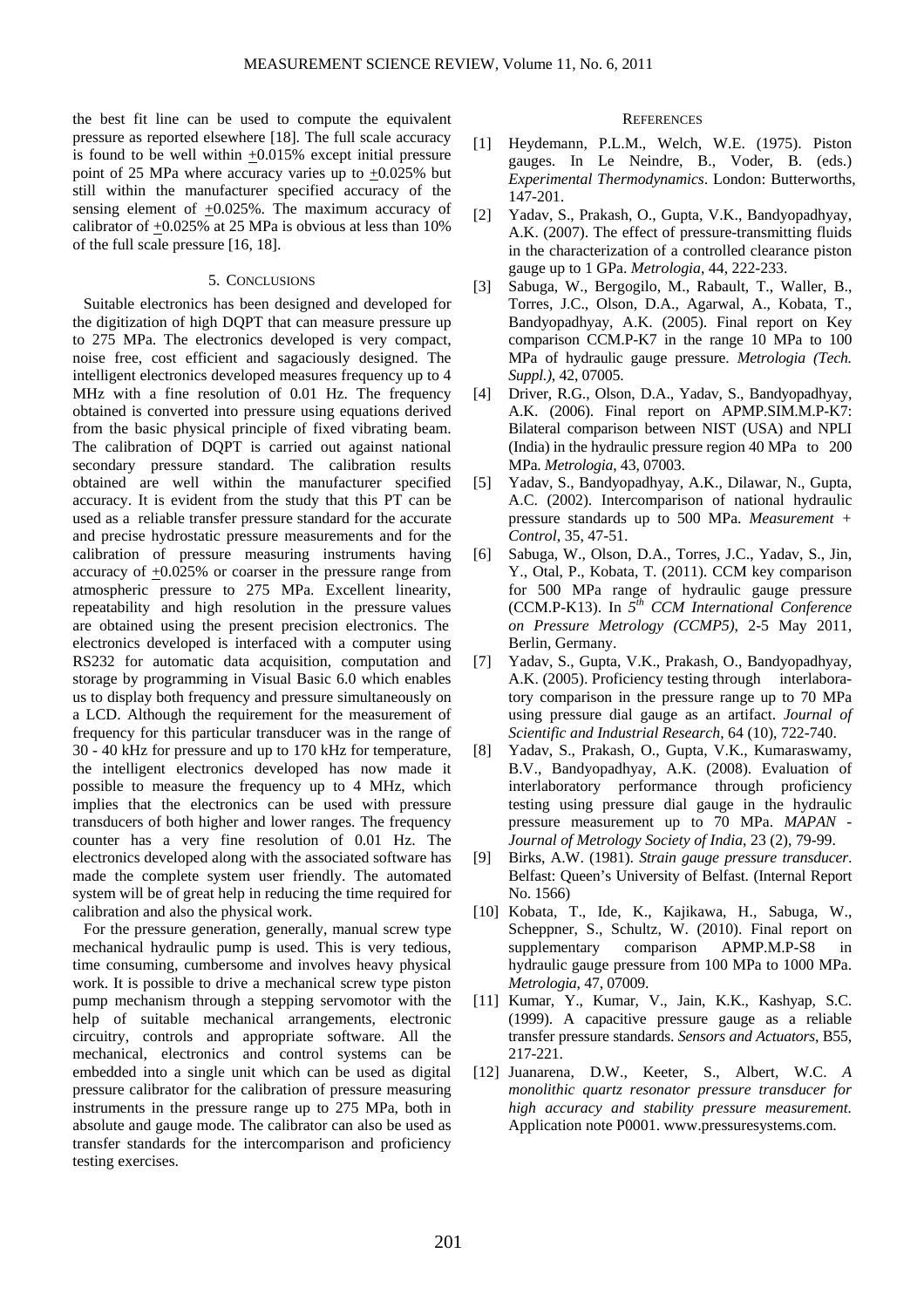the best fit line can be used to compute the equivalent pressure as reported elsewhere [18]. The full scale accuracy is found to be well within $\pm$0.015% except initial pressure point of 25 MPa where accuracy varies up to $\pm$0.025% but still within the manufacturer specified accuracy of the sensing element of $\pm$0.025%. The maximum accuracy of calibrator of $\pm$0.025% at 25 MPa is obvious at less than 10% of the full scale pressure [16, 18].

## 5. CONCLUSIONS

Suitable electronics has been designed and developed for the digitization of high DQPT that can measure pressure up to 275 MPa. The electronics developed is very compact, noise free, cost efficient and sagaciously designed. The intelligent electronics developed measures frequency up to 4 MHz with a fine resolution of 0.01 Hz. The frequency obtained is converted into pressure using equations derived from the basic physical principle of fixed vibrating beam. The calibration of DQPT is carried out against national secondary pressure standard. The calibration results obtained are well within the manufacturer specified accuracy. It is evident from the study that this PT can be used as a reliable transfer pressure standard for the accurate and precise hydrostatic pressure measurements and for the calibration of pressure measuring instruments having accuracy of $\pm$0.025% or coarser in the pressure range from atmospheric pressure to 275 MPa. Excellent linearity, repeatability and high resolution in the pressure values are obtained using the present precision electronics. The electronics developed is interfaced with a computer using RS232 for automatic data acquisition, computation and storage by programming in Visual Basic 6.0 which enables us to display both frequency and pressure simultaneously on a LCD. Although the requirement for the measurement of frequency for this particular transducer was in the range of 30 - 40 kHz for pressure and up to 170 kHz for temperature, the intelligent electronics developed has now made it possible to measure the frequency up to 4 MHz, which implies that the electronics can be used with pressure transducers of both higher and lower ranges. The frequency counter has a very fine resolution of 0.01 Hz. The electronics developed along with the associated software has made the complete system user friendly. The automated system will be of great help in reducing the time required for calibration and also the physical work.

For the pressure generation, generally, manual screw type mechanical hydraulic pump is used. This is very tedious, time consuming, cumbersome and involves heavy physical work. It is possible to drive a mechanical screw type piston pump mechanism through a stepping servomotor with the help of suitable mechanical arrangements, electronic circuitry, controls and appropriate software. All the mechanical, electronics and control systems can be embedded into a single unit which can be used as digital pressure calibrator for the calibration of pressure measuring instruments in the pressure range up to 275 MPa, both in absolute and gauge mode. The calibrator can also be used as transfer standards for the intercomparison and proficiency testing exercises.

## REFERENCES

[1] Heydemann, P.L.M., Welch, W.E. (1975). Piston gauges. In Le Neindre, B., Voder, B. (eds.) *Experimental Thermodynamics*. London: Butterworths, 147-201.

[2] Yadav, S., Prakash, O., Gupta, V.K., Bandyopadhyay, A.K. (2007). The effect of pressure-transmitting fluids in the characterization of a controlled clearance piston gauge up to 1 GPa. *Metrologia*, 44, 222-233.

[3] Sabuga, W., Bergogilo, M., Rabault, T., Waller, B., Torres, J.C., Olson, D.A., Agarwal, A., Kobata, T., Bandyopadhyay, A.K. (2005). Final report on Key comparison CCM.P-K7 in the range 10 MPa to 100 MPa of hydraulic gauge pressure. *Metrologia (Tech. Suppl.)*, 42, 07005.

[4] Driver, R.G., Olson, D.A., Yadav, S., Bandyopadhyay, A.K. (2006). Final report on APMP.SIM.M.P-K7: Bilateral comparison between NIST (USA) and NPLI (India) in the hydraulic pressure region 40 MPa to 200 MPa. *Metrologia*, 43, 07003.

[5] Yadav, S., Bandyopadhyay, A.K., Dilawar, N., Gupta, A.C. (2002). Intercomparison of national hydraulic pressure standards up to 500 MPa. *Measurement + Control*, 35, 47-51.

[6] Sabuga, W., Olson, D.A., Torres, J.C., Yadav, S., Jin, Y., Otal, P., Kobata, T. (2011). CCM key comparison for 500 MPa range of hydraulic gauge pressure (CCM.P-K13). In *5th CCM International Conference on Pressure Metrology (CCMP5)*, 2-5 May 2011, Berlin, Germany.

[7] Yadav, S., Gupta, V.K., Prakash, O., Bandyopadhyay, A.K. (2005). Proficiency testing through interlaboratory comparison in the pressure range up to 70 MPa using pressure dial gauge as an artifact. *Journal of Scientific and Industrial Research*, 64 (10), 722-740.

[8] Yadav, S., Prakash, O., Gupta, V.K., Kumaraswamy, B.V., Bandyopadhyay, A.K. (2008). Evaluation of interlaboratory performance through proficiency testing using pressure dial gauge in the hydraulic pressure measurement up to 70 MPa. *MAPAN - Journal of Metrology Society of India*, 23 (2), 79-99.

[9] Birks, A.W. (1981). *Strain gauge pressure transducer*. Belfast: Queen's University of Belfast. (Internal Report No. 1566)

[10] Kobata, T., Ide, K., Kajikawa, H., Sabuga, W., Scheppner, S., Schultz, W. (2010). Final report on supplementary comparison APMP.M.P-S8 in hydraulic gauge pressure from 100 MPa to 1000 MPa. *Metrologia*, 47, 07009.

[11] Kumar, Y., Kumar, V., Jain, K.K., Kashyap, S.C. (1999). A capacitive pressure gauge as a reliable transfer pressure standards. *Sensors and Actuators*, B55, 217-221.

[12] Juanarena, D.W., Keeter, S., Albert, W.C. *A monolithic quartz resonator pressure transducer for high accuracy and stability pressure measurement.* Application note P0001. www.pressuresystems.com.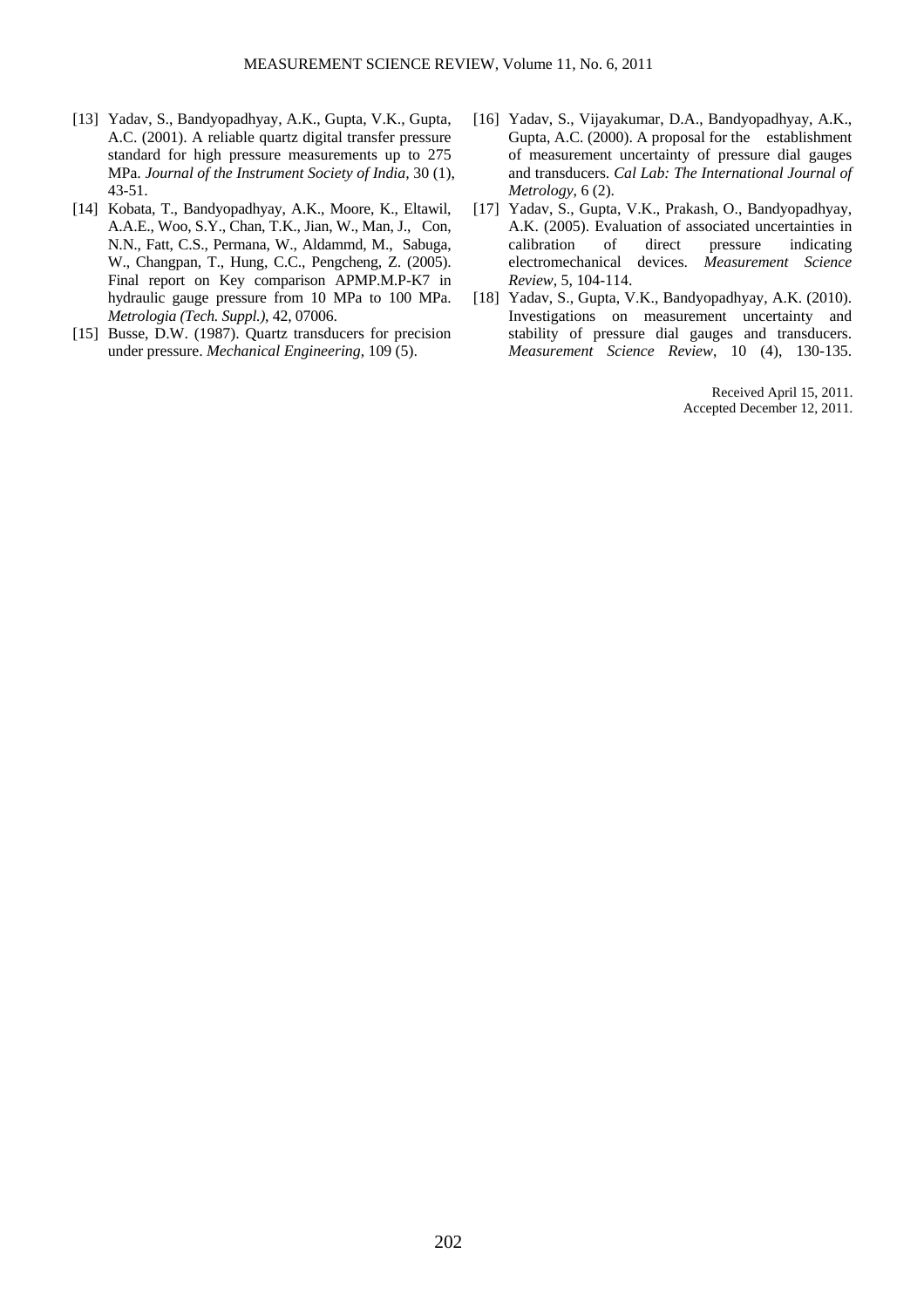[13] Yadav, S., Bandyopadhyay, A.K., Gupta, V.K., Gupta, A.C. (2001). A reliable quartz digital transfer pressure standard for high pressure measurements up to 275 MPa. *Journal of the Instrument Society of India*, 30 (1), 43-51.

[14] Kobata, T., Bandyopadhyay, A.K., Moore, K., Eltawil, A.A.E., Woo, S.Y., Chan, T.K., Jian, W., Man, J., Con, N.N., Fatt, C.S., Permana, W., Aldammd, M., Sabuga, W., Changpan, T., Hung, C.C., Pengcheng, Z. (2005). Final report on Key comparison APMP.M.P-K7 in hydraulic gauge pressure from 10 MPa to 100 MPa. *Metrologia (Tech. Suppl.)*, 42, 07006.

[15] Busse, D.W. (1987). Quartz transducers for precision under pressure. *Mechanical Engineering*, 109 (5).

[16] Yadav, S., Vijayakumar, D.A., Bandyopadhyay, A.K., Gupta, A.C. (2000). A proposal for the establishment of measurement uncertainty of pressure dial gauges and transducers. *Cal Lab: The International Journal of Metrology*, 6 (2).

[17] Yadav, S., Gupta, V.K., Prakash, O., Bandyopadhyay, A.K. (2005). Evaluation of associated uncertainties in calibration of direct pressure indicating electromechanical devices. *Measurement Science Review*, 5, 104-114.

[18] Yadav, S., Gupta, V.K., Bandyopadhyay, A.K. (2010). Investigations on measurement uncertainty and stability of pressure dial gauges and transducers. *Measurement Science Review*, 10 (4), 130-135.

Received April 15, 2011.
Accepted December 12, 2011.